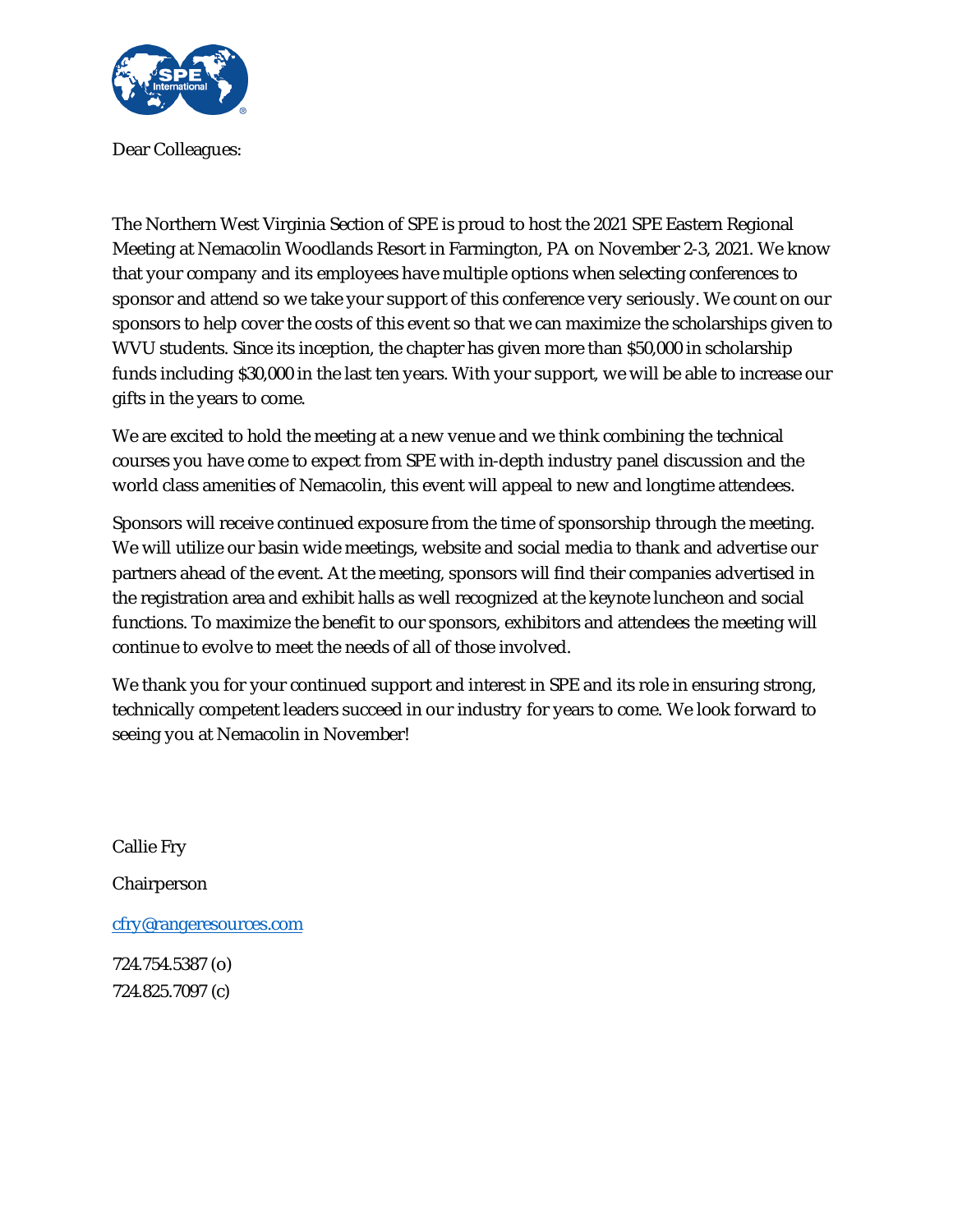Dear Colleagues:

The Northern West Virginia Section of SPE is proud to host the 2021 SPE Eastern Regional Meeting at Nemacolin Woodlands Resort in Farmington, PA on November 2-3, 2021. We know that your company and its employees have multiple options when selecting conferences to sponsor and attend so we take your support of this conference very seriously. We count on our sponsors to help cover the costs of this event so that we can maximize the scholarships given to WVU students. Since its inception, the chapter has given more than $50,000 in scholarship funds including $30,000 in the last ten years. With your support, we will be able to increase our gifts in the years to come.

We are excited to hold the meeting at a new venue and we think combining the technical courses you have come to expect from SPE with in-depth industry panel discussion and the world class amenities of Nemacolin, this event will appeal to new and longtime attendees.

Sponsors will receive continued exposure from the time of sponsorship through the meeting. We will utilize our basin wide meetings, website and social media to thank and advertise our partners ahead of the event. At the meeting, sponsors will find their companies advertised in the registration area and exhibit halls as well recognized at the keynote luncheon and social functions. To maximize the benefit to our sponsors, exhibitors and attendees the meeting will continue to evolve to meet the needs of all of those involved.

We thank you for your continued support and interest in SPE and its role in ensuring strong, technically competent leaders succeed in our industry for years to come. We look forward to seeing you at Nemacolin in November!

Callie Fry

Chairperson

cfry@rangeresources.com

724.754.5387 (o)
724.825.7097 (c)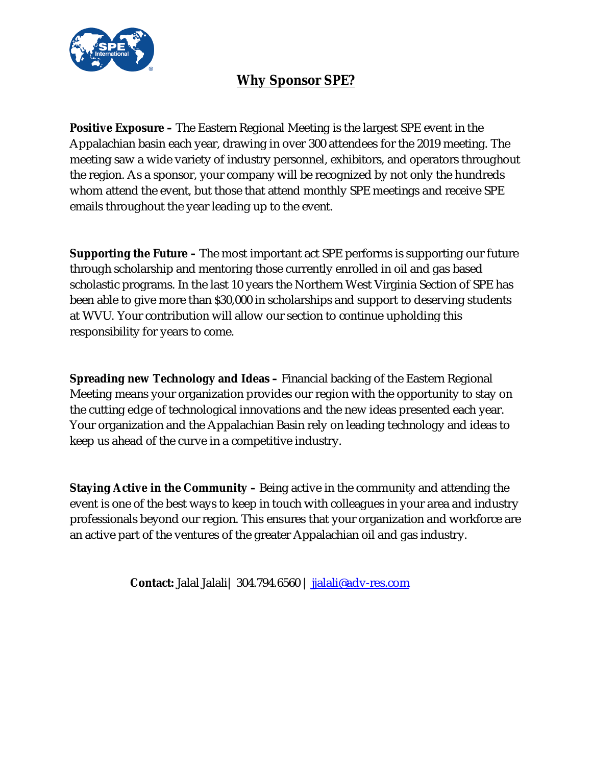# Why Sponsor SPE?

**Positive Exposure –** The Eastern Regional Meeting is the largest SPE event in the Appalachian basin each year, drawing in over 300 attendees for the 2019 meeting. The meeting saw a wide variety of industry personnel, exhibitors, and operators throughout the region. As a sponsor, your company will be recognized by not only the hundreds whom attend the event, but those that attend monthly SPE meetings and receive SPE emails throughout the year leading up to the event.

**Supporting the Future –** The most important act SPE performs is supporting our future through scholarship and mentoring those currently enrolled in oil and gas based scholastic programs. In the last 10 years the Northern West Virginia Section of SPE has been able to give more than $30,000 in scholarships and support to deserving students at WVU. Your contribution will allow our section to continue upholding this responsibility for years to come.

**Spreading new Technology and Ideas –** Financial backing of the Eastern Regional Meeting means your organization provides our region with the opportunity to stay on the cutting edge of technological innovations and the new ideas presented each year. Your organization and the Appalachian Basin rely on leading technology and ideas to keep us ahead of the curve in a competitive industry.

**Staying Active in the Community –** Being active in the community and attending the event is one of the best ways to keep in touch with colleagues in your area and industry professionals beyond our region. This ensures that your organization and workforce are an active part of the ventures of the greater Appalachian oil and gas industry.

**Contact:** Jalal Jalali | 304.794.6560 | jjalali@adv-res.com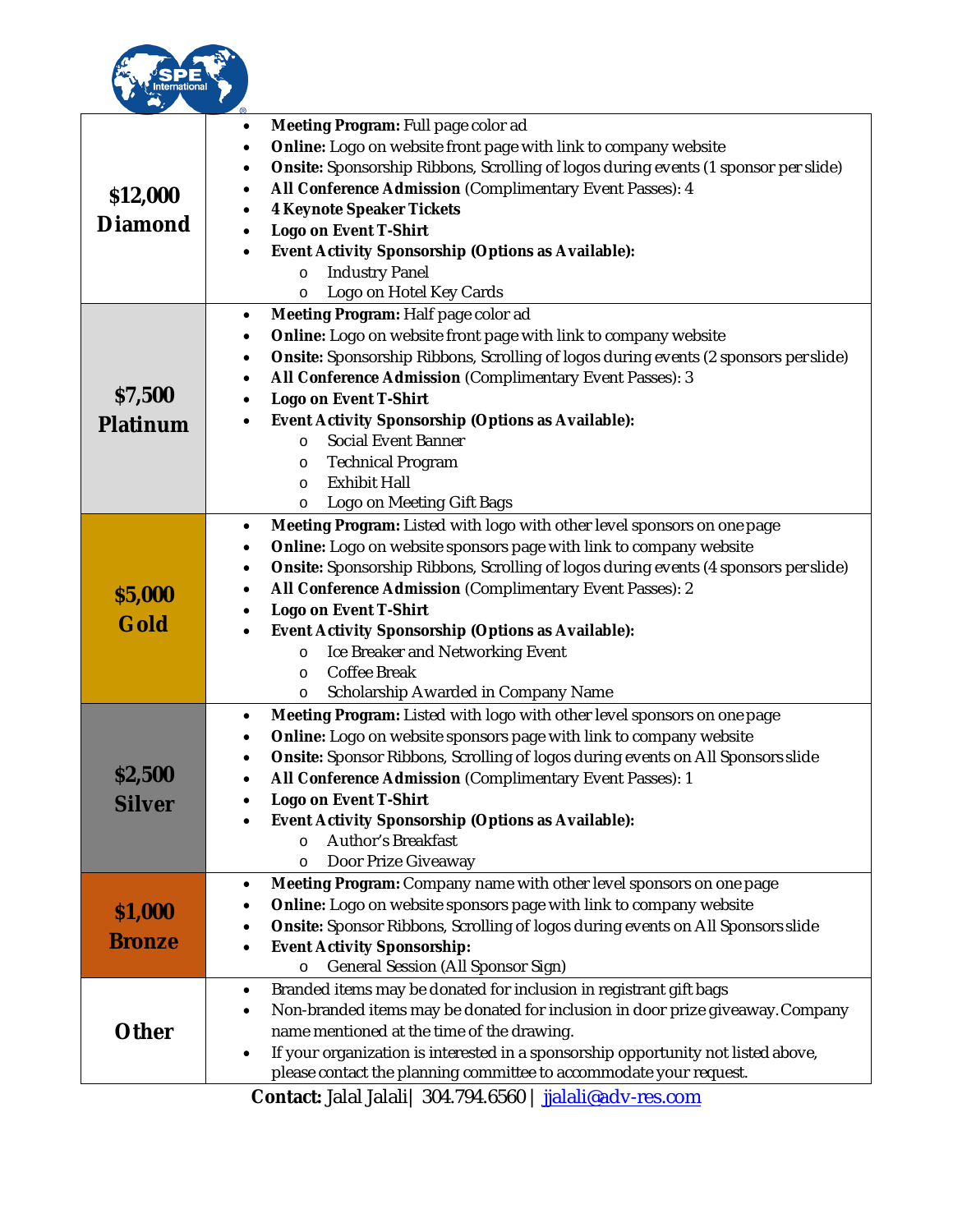| Level | Benefits |
|---|---|
| **$12,000 Diamond** | • **Meeting Program:** Full page color ad<br>• **Online:** Logo on website front page with link to company website<br>• **Onsite:** Sponsorship Ribbons, Scrolling of logos during events (1 sponsor per slide)<br>• **All Conference Admission** (Complimentary Event Passes): 4<br>• **4 Keynote Speaker Tickets**<br>• **Logo on Event T-Shirt**<br>• **Event Activity Sponsorship (Options as Available):**<br>&nbsp;&nbsp;&nbsp;&nbsp;o Industry Panel<br>&nbsp;&nbsp;&nbsp;&nbsp;o Logo on Hotel Key Cards |
| **$7,500 Platinum** | • **Meeting Program:** Half page color ad<br>• **Online:** Logo on website front page with link to company website<br>• **Onsite:** Sponsorship Ribbons, Scrolling of logos during events (2 sponsors per slide)<br>• **All Conference Admission** (Complimentary Event Passes): 3<br>• **Logo on Event T-Shirt**<br>• **Event Activity Sponsorship (Options as Available):**<br>&nbsp;&nbsp;&nbsp;&nbsp;o Social Event Banner<br>&nbsp;&nbsp;&nbsp;&nbsp;o Technical Program<br>&nbsp;&nbsp;&nbsp;&nbsp;o Exhibit Hall<br>&nbsp;&nbsp;&nbsp;&nbsp;o Logo on Meeting Gift Bags |
| **$5,000 Gold** | • **Meeting Program:** Listed with logo with other level sponsors on one page<br>• **Online:** Logo on website sponsors page with link to company website<br>• **Onsite:** Sponsorship Ribbons, Scrolling of logos during events (4 sponsors per slide)<br>• **All Conference Admission** (Complimentary Event Passes): 2<br>• **Logo on Event T-Shirt**<br>• **Event Activity Sponsorship (Options as Available):**<br>&nbsp;&nbsp;&nbsp;&nbsp;o Ice Breaker and Networking Event<br>&nbsp;&nbsp;&nbsp;&nbsp;o Coffee Break<br>&nbsp;&nbsp;&nbsp;&nbsp;o Scholarship Awarded in Company Name |
| **$2,500 Silver** | • **Meeting Program:** Listed with logo with other level sponsors on one page<br>• **Online:** Logo on website sponsors page with link to company website<br>• **Onsite:** Sponsor Ribbons, Scrolling of logos during events on All Sponsors slide<br>• **All Conference Admission** (Complimentary Event Passes): 1<br>• **Logo on Event T-Shirt**<br>• **Event Activity Sponsorship (Options as Available):**<br>&nbsp;&nbsp;&nbsp;&nbsp;o Author's Breakfast<br>&nbsp;&nbsp;&nbsp;&nbsp;o Door Prize Giveaway |
| **$1,000 Bronze** | • **Meeting Program:** Company name with other level sponsors on one page<br>• **Online:** Logo on website sponsors page with link to company website<br>• **Onsite:** Sponsor Ribbons, Scrolling of logos during events on All Sponsors slide<br>• **Event Activity Sponsorship:**<br>&nbsp;&nbsp;&nbsp;&nbsp;o General Session (All Sponsor Sign) |
| **Other** | • Branded items may be donated for inclusion in registrant gift bags<br>• Non-branded items may be donated for inclusion in door prize giveaway. Company name mentioned at the time of the drawing.<br>• If your organization is interested in a sponsorship opportunity not listed above, please contact the planning committee to accommodate your request. |

**Contact:** Jalal Jalali | 304.794.6560 | jjalali@adv-res.com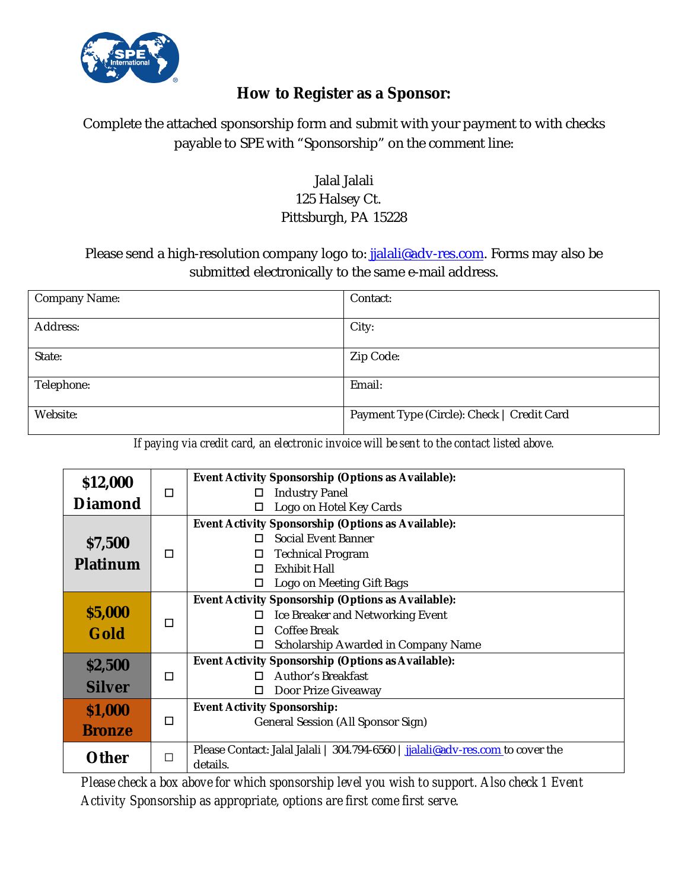## How to Register as a Sponsor:

Complete the attached sponsorship form and submit with your payment to with checks payable to SPE with "Sponsorship" on the comment line:

Jalal Jalali
125 Halsey Ct.
Pittsburgh, PA 15228

Please send a high-resolution company logo to: jjalali@adv-res.com. Forms may also be submitted electronically to the same e-mail address.

| | |
|---|---|
| Company Name: | Contact: |
| Address: | City: |
| State: | Zip Code: |
| Telephone: | Email: |
| Website: | Payment Type (Circle): Check \| Credit Card |

*If paying via credit card, an electronic invoice will be sent to the contact listed above.*

| | | |
|---|---|---|
| **$12,000 Diamond** | ☐ | **Event Activity Sponsorship (Options as Available):**<br>☐ Industry Panel<br>☐ Logo on Hotel Key Cards |
| **$7,500 Platinum** | ☐ | **Event Activity Sponsorship (Options as Available):**<br>☐ Social Event Banner<br>☐ Technical Program<br>☐ Exhibit Hall<br>☐ Logo on Meeting Gift Bags |
| **$5,000 Gold** | ☐ | **Event Activity Sponsorship (Options as Available):**<br>☐ Ice Breaker and Networking Event<br>☐ Coffee Break<br>☐ Scholarship Awarded in Company Name |
| **$2,500 Silver** | ☐ | **Event Activity Sponsorship (Options as Available):**<br>☐ Author's Breakfast<br>☐ Door Prize Giveaway |
| **$1,000 Bronze** | ☐ | **Event Activity Sponsorship:**<br>General Session (All Sponsor Sign) |
| **Other** | ☐ | Please Contact: Jalal Jalali \| 304.794-6560 \| jjalali@adv-res.com to cover the details. |

*Please check a box above for which sponsorship level you wish to support. Also check 1 Event Activity Sponsorship as appropriate, options are first come first serve.*